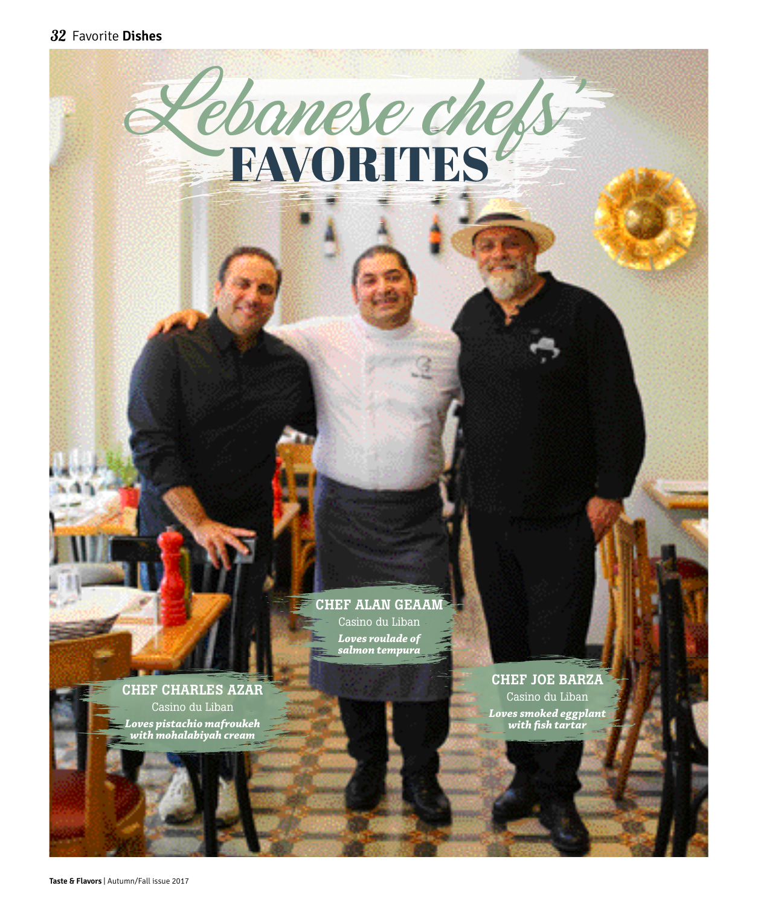# Lebanese chefs' FAVORITES

**CHEF ALAN GEAAM**
Casino du Liban
***Loves roulade of salmon tempura***

**CHEF CHARLES AZAR**
Casino du Liban
***Loves pistachio mafroukeh with mohalabiyah cream***

**CHEF JOE BARZA**
Casino du Liban
***Loves smoked eggplant with fish tartar***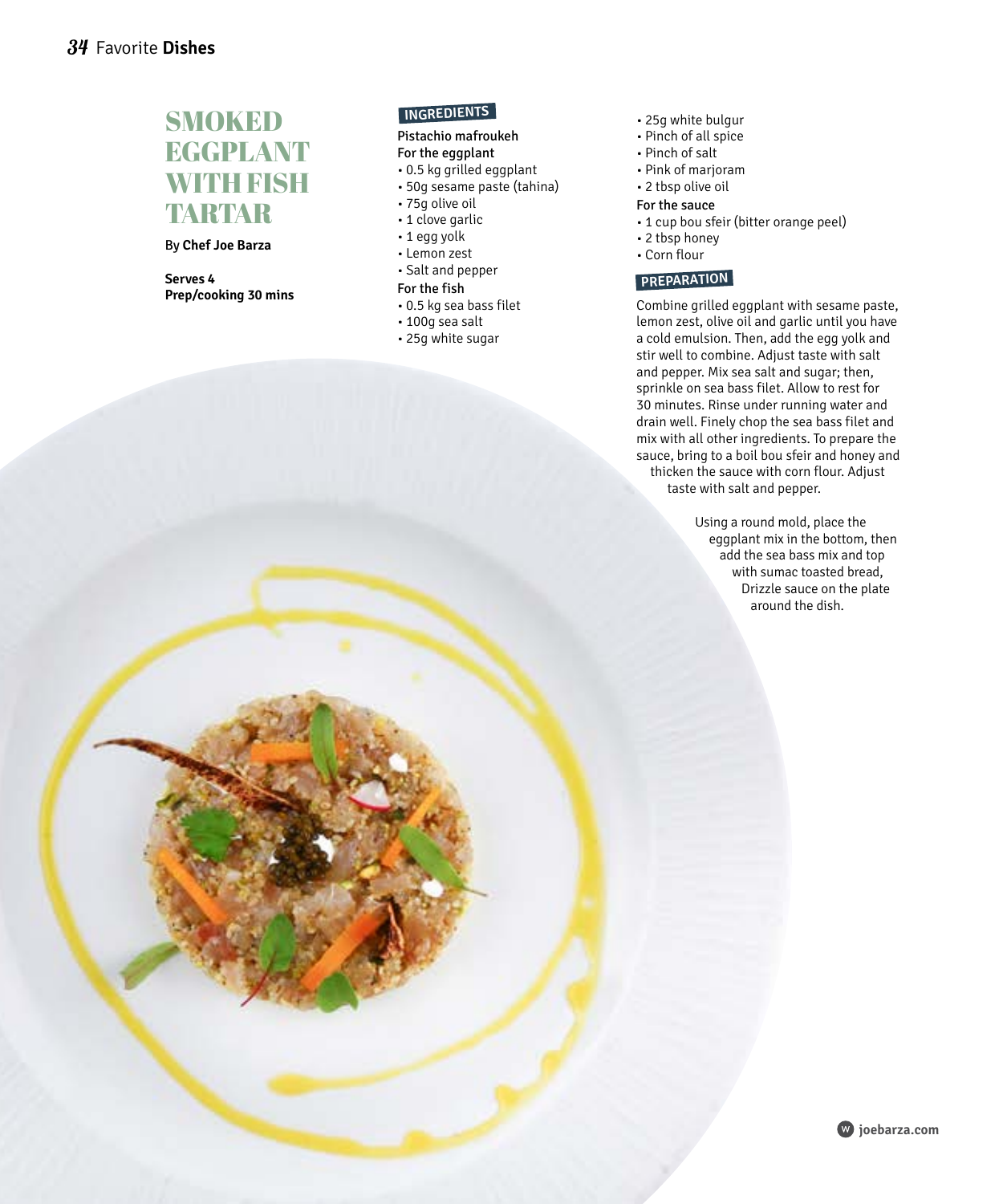# SMOKED EGGPLANT WITH FISH TARTAR

By **Chef Joe Barza**

**Serves 4**
**Prep/cooking 30 mins**

## INGREDIENTS

**Pistachio mafroukeh**

**For the eggplant**

- 0.5 kg grilled eggplant
- 50g sesame paste (tahina)
- 75g olive oil
- 1 clove garlic
- 1 egg yolk
- Lemon zest
- Salt and pepper

**For the fish**

- 0.5 kg sea bass filet
- 100g sea salt
- 25g white sugar
- 25g white bulgur
- Pinch of all spice
- Pinch of salt
- Pink of marjoram
- 2 tbsp olive oil

**For the sauce**

- 1 cup bou sfeir (bitter orange peel)
- 2 tbsp honey
- Corn flour

## PREPARATION

Combine grilled eggplant with sesame paste, lemon zest, olive oil and garlic until you have a cold emulsion. Then, add the egg yolk and stir well to combine. Adjust taste with salt and pepper. Mix sea salt and sugar; then, sprinkle on sea bass filet. Allow to rest for 30 minutes. Rinse under running water and drain well. Finely chop the sea bass filet and mix with all other ingredients. To prepare the sauce, bring to a boil bou sfeir and honey and thicken the sauce with corn flour. Adjust taste with salt and pepper.

Using a round mold, place the eggplant mix in the bottom, then add the sea bass mix and top with sumac toasted bread, Drizzle sauce on the plate around the dish.

joebarza.com